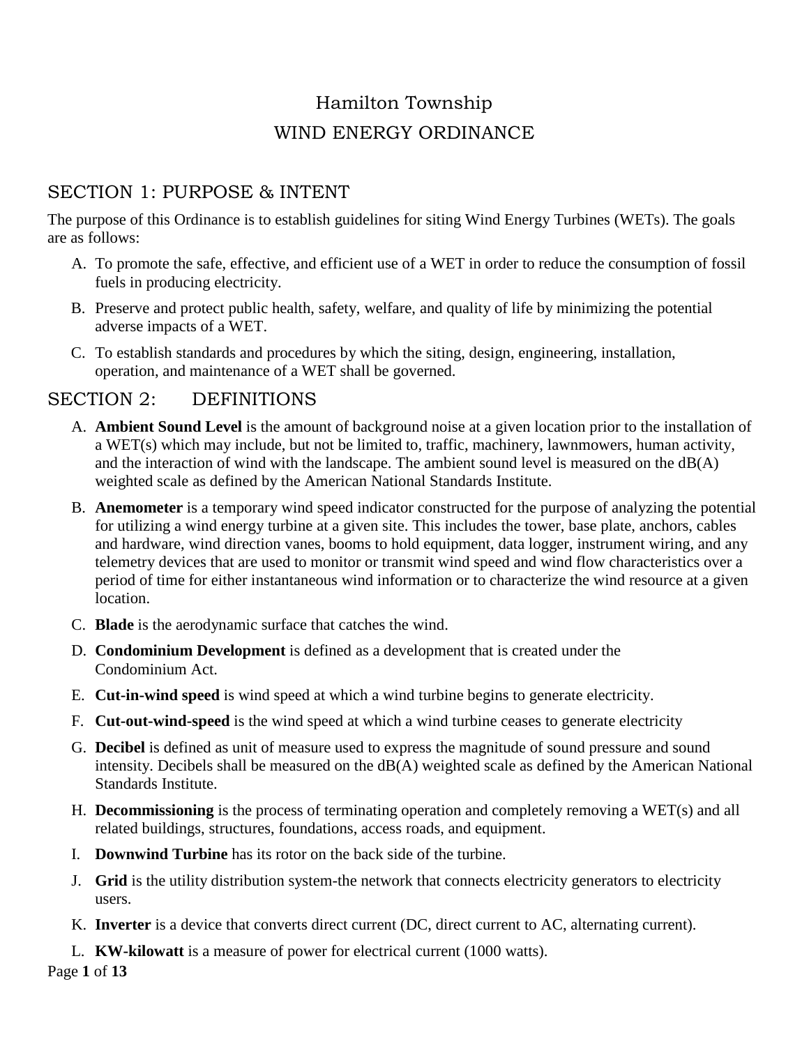# Hamilton Township

# WIND ENERGY ORDINANCE

## SECTION 1: PURPOSE & INTENT

The purpose of this Ordinance is to establish guidelines for siting Wind Energy Turbines (WETs). The goals are as follows:

A. To promote the safe, effective, and efficient use of a WET in order to reduce the consumption of fossil fuels in producing electricity.

B. Preserve and protect public health, safety, welfare, and quality of life by minimizing the potential adverse impacts of a WET.

C. To establish standards and procedures by which the siting, design, engineering, installation, operation, and maintenance of a WET shall be governed.

## SECTION 2: DEFINITIONS

A. **Ambient Sound Level** is the amount of background noise at a given location prior to the installation of a WET(s) which may include, but not be limited to, traffic, machinery, lawnmowers, human activity, and the interaction of wind with the landscape. The ambient sound level is measured on the dB(A) weighted scale as defined by the American National Standards Institute.

B. **Anemometer** is a temporary wind speed indicator constructed for the purpose of analyzing the potential for utilizing a wind energy turbine at a given site. This includes the tower, base plate, anchors, cables and hardware, wind direction vanes, booms to hold equipment, data logger, instrument wiring, and any telemetry devices that are used to monitor or transmit wind speed and wind flow characteristics over a period of time for either instantaneous wind information or to characterize the wind resource at a given location.

C. **Blade** is the aerodynamic surface that catches the wind.

D. **Condominium Development** is defined as a development that is created under the Condominium Act.

E. **Cut-in-wind speed** is wind speed at which a wind turbine begins to generate electricity.

F. **Cut-out-wind-speed** is the wind speed at which a wind turbine ceases to generate electricity

G. **Decibel** is defined as unit of measure used to express the magnitude of sound pressure and sound intensity. Decibels shall be measured on the dB(A) weighted scale as defined by the American National Standards Institute.

H. **Decommissioning** is the process of terminating operation and completely removing a WET(s) and all related buildings, structures, foundations, access roads, and equipment.

I. **Downwind Turbine** has its rotor on the back side of the turbine.

J. **Grid** is the utility distribution system-the network that connects electricity generators to electricity users.

K. **Inverter** is a device that converts direct current (DC, direct current to AC, alternating current).

L. **KW-kilowatt** is a measure of power for electrical current (1000 watts).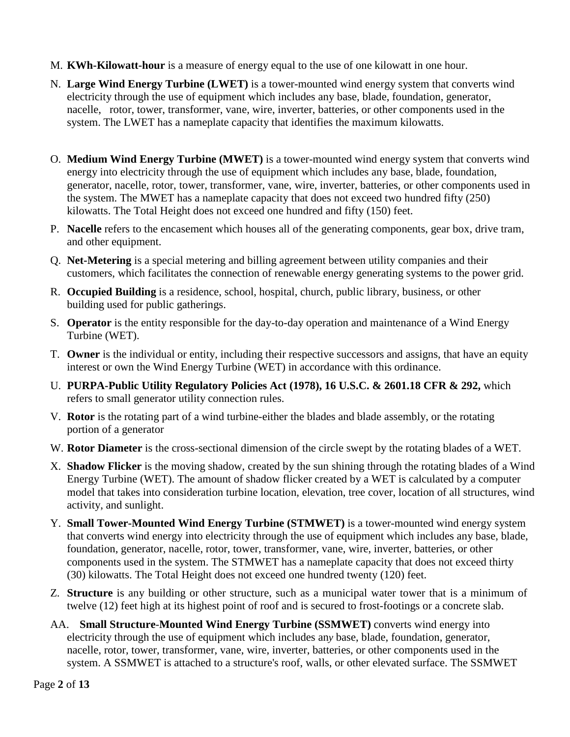M. **KWh-Kilowatt-hour** is a measure of energy equal to the use of one kilowatt in one hour.

N. **Large Wind Energy Turbine (LWET)** is a tower-mounted wind energy system that converts wind electricity through the use of equipment which includes any base, blade, foundation, generator, nacelle, rotor, tower, transformer, vane, wire, inverter, batteries, or other components used in the system. The LWET has a nameplate capacity that identifies the maximum kilowatts.

O. **Medium Wind Energy Turbine (MWET)** is a tower-mounted wind energy system that converts wind energy into electricity through the use of equipment which includes any base, blade, foundation, generator, nacelle, rotor, tower, transformer, vane, wire, inverter, batteries, or other components used in the system. The MWET has a nameplate capacity that does not exceed two hundred fifty (250) kilowatts. The Total Height does not exceed one hundred and fifty (150) feet.

P. **Nacelle** refers to the encasement which houses all of the generating components, gear box, drive tram, and other equipment.

Q. **Net-Metering** is a special metering and billing agreement between utility companies and their customers, which facilitates the connection of renewable energy generating systems to the power grid.

R. **Occupied Building** is a residence, school, hospital, church, public library, business, or other building used for public gatherings.

S. **Operator** is the entity responsible for the day-to-day operation and maintenance of a Wind Energy Turbine (WET).

T. **Owner** is the individual or entity, including their respective successors and assigns, that have an equity interest or own the Wind Energy Turbine (WET) in accordance with this ordinance.

U. **PURPA-Public Utility Regulatory Policies Act (1978), 16 U.S.C. & 2601.18 CFR & 292,** which refers to small generator utility connection rules.

V. **Rotor** is the rotating part of a wind turbine-either the blades and blade assembly, or the rotating portion of a generator

W. **Rotor Diameter** is the cross-sectional dimension of the circle swept by the rotating blades of a WET.

X. **Shadow Flicker** is the moving shadow, created by the sun shining through the rotating blades of a Wind Energy Turbine (WET). The amount of shadow flicker created by a WET is calculated by a computer model that takes into consideration turbine location, elevation, tree cover, location of all structures, wind activity, and sunlight.

Y. **Small Tower-Mounted Wind Energy Turbine (STMWET)** is a tower-mounted wind energy system that converts wind energy into electricity through the use of equipment which includes any base, blade, foundation, generator, nacelle, rotor, tower, transformer, vane, wire, inverter, batteries, or other components used in the system. The STMWET has a nameplate capacity that does not exceed thirty (30) kilowatts. The Total Height does not exceed one hundred twenty (120) feet.

Z. **Structure** is any building or other structure, such as a municipal water tower that is a minimum of twelve (12) feet high at its highest point of roof and is secured to frost-footings or a concrete slab.

AA. **Small Structure-Mounted Wind Energy Turbine (SSMWET)** converts wind energy into electricity through the use of equipment which includes any base, blade, foundation, generator, nacelle, rotor, tower, transformer, vane, wire, inverter, batteries, or other components used in the system. A SSMWET is attached to a structure's roof, walls, or other elevated surface. The SSMWET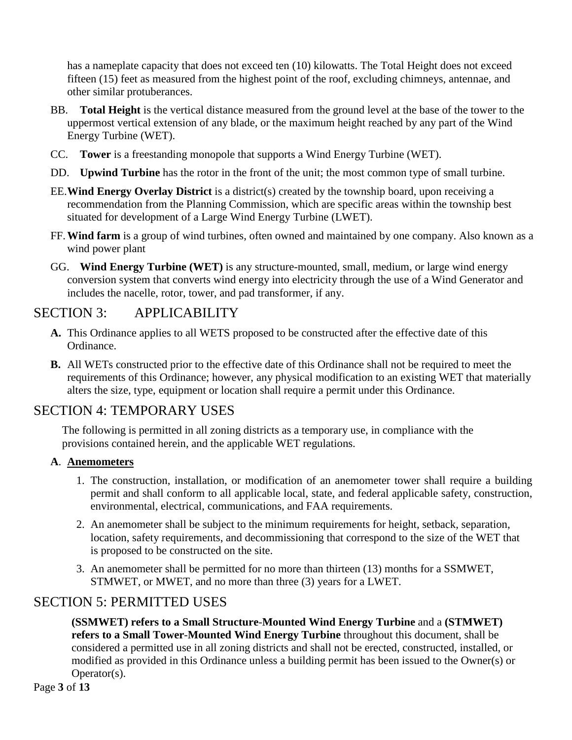has a nameplate capacity that does not exceed ten (10) kilowatts. The Total Height does not exceed fifteen (15) feet as measured from the highest point of the roof, excluding chimneys, antennae, and other similar protuberances.

BB. **Total Height** is the vertical distance measured from the ground level at the base of the tower to the uppermost vertical extension of any blade, or the maximum height reached by any part of the Wind Energy Turbine (WET).

CC. **Tower** is a freestanding monopole that supports a Wind Energy Turbine (WET).

DD. **Upwind Turbine** has the rotor in the front of the unit; the most common type of small turbine.

EE. **Wind Energy Overlay District** is a district(s) created by the township board, upon receiving a recommendation from the Planning Commission, which are specific areas within the township best situated for development of a Large Wind Energy Turbine (LWET).

FF. **Wind farm** is a group of wind turbines, often owned and maintained by one company. Also known as a wind power plant

GG. **Wind Energy Turbine (WET)** is any structure-mounted, small, medium, or large wind energy conversion system that converts wind energy into electricity through the use of a Wind Generator and includes the nacelle, rotor, tower, and pad transformer, if any.

## SECTION 3: APPLICABILITY

**A.** This Ordinance applies to all WETS proposed to be constructed after the effective date of this Ordinance.

**B.** All WETs constructed prior to the effective date of this Ordinance shall not be required to meet the requirements of this Ordinance; however, any physical modification to an existing WET that materially alters the size, type, equipment or location shall require a permit under this Ordinance.

## SECTION 4: TEMPORARY USES

The following is permitted in all zoning districts as a temporary use, in compliance with the provisions contained herein, and the applicable WET regulations.

**A**. **Anemometers**

1. The construction, installation, or modification of an anemometer tower shall require a building permit and shall conform to all applicable local, state, and federal applicable safety, construction, environmental, electrical, communications, and FAA requirements.
2. An anemometer shall be subject to the minimum requirements for height, setback, separation, location, safety requirements, and decommissioning that correspond to the size of the WET that is proposed to be constructed on the site.
3. An anemometer shall be permitted for no more than thirteen (13) months for a SSMWET, STMWET, or MWET, and no more than three (3) years for a LWET.

## SECTION 5: PERMITTED USES

**(SSMWET) refers to a Small Structure-Mounted Wind Energy Turbine** and a **(STMWET) refers to a Small Tower-Mounted Wind Energy Turbine** throughout this document, shall be considered a permitted use in all zoning districts and shall not be erected, constructed, installed, or modified as provided in this Ordinance unless a building permit has been issued to the Owner(s) or Operator(s).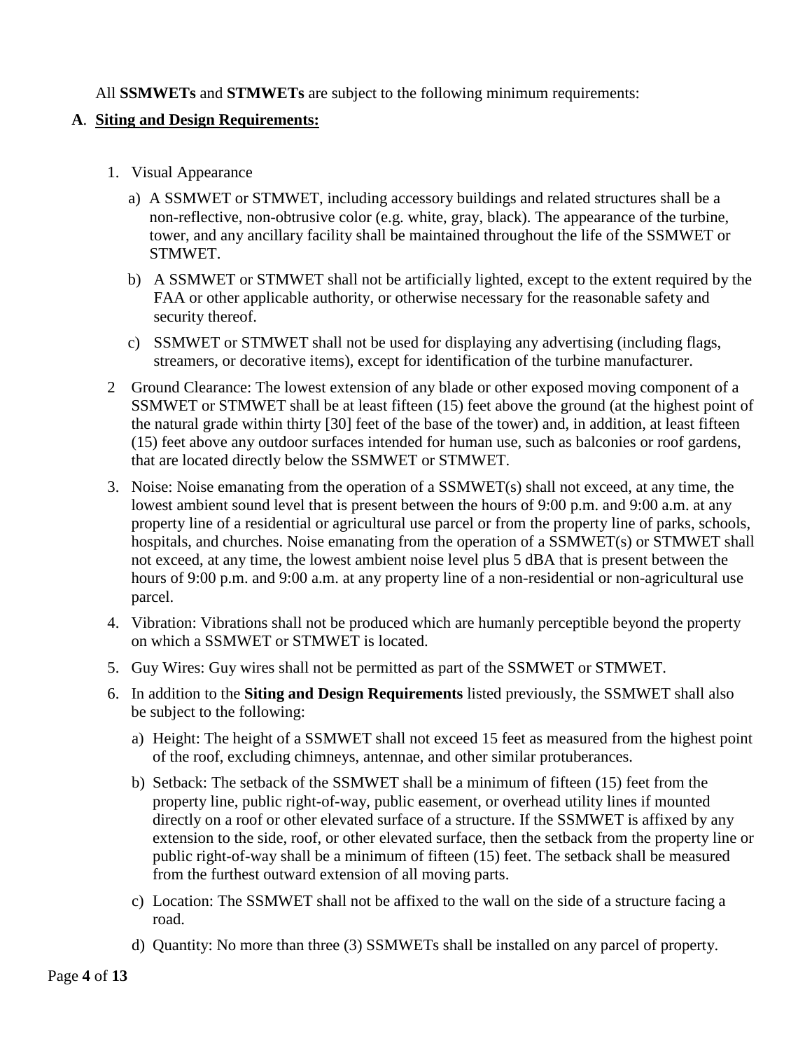All **SSMWETs** and **STMWETs** are subject to the following minimum requirements:

**A**. **Siting and Design Requirements:**

1. Visual Appearance
   a) A SSMWET or STMWET, including accessory buildings and related structures shall be a non-reflective, non-obtrusive color (e.g. white, gray, black). The appearance of the turbine, tower, and any ancillary facility shall be maintained throughout the life of the SSMWET or STMWET.
   b) A SSMWET or STMWET shall not be artificially lighted, except to the extent required by the FAA or other applicable authority, or otherwise necessary for the reasonable safety and security thereof.
   c) SSMWET or STMWET shall not be used for displaying any advertising (including flags, streamers, or decorative items), except for identification of the turbine manufacturer.
2. Ground Clearance: The lowest extension of any blade or other exposed moving component of a SSMWET or STMWET shall be at least fifteen (15) feet above the ground (at the highest point of the natural grade within thirty [30] feet of the base of the tower) and, in addition, at least fifteen (15) feet above any outdoor surfaces intended for human use, such as balconies or roof gardens, that are located directly below the SSMWET or STMWET.
3. Noise: Noise emanating from the operation of a SSMWET(s) shall not exceed, at any time, the lowest ambient sound level that is present between the hours of 9:00 p.m. and 9:00 a.m. at any property line of a residential or agricultural use parcel or from the property line of parks, schools, hospitals, and churches. Noise emanating from the operation of a SSMWET(s) or STMWET shall not exceed, at any time, the lowest ambient noise level plus 5 dBA that is present between the hours of 9:00 p.m. and 9:00 a.m. at any property line of a non-residential or non-agricultural use parcel.
4. Vibration: Vibrations shall not be produced which are humanly perceptible beyond the property on which a SSMWET or STMWET is located.
5. Guy Wires: Guy wires shall not be permitted as part of the SSMWET or STMWET.
6. In addition to the **Siting and Design Requirements** listed previously, the SSMWET shall also be subject to the following:
   a) Height: The height of a SSMWET shall not exceed 15 feet as measured from the highest point of the roof, excluding chimneys, antennae, and other similar protuberances.
   b) Setback: The setback of the SSMWET shall be a minimum of fifteen (15) feet from the property line, public right-of-way, public easement, or overhead utility lines if mounted directly on a roof or other elevated surface of a structure. If the SSMWET is affixed by any extension to the side, roof, or other elevated surface, then the setback from the property line or public right-of-way shall be a minimum of fifteen (15) feet. The setback shall be measured from the furthest outward extension of all moving parts.
   c) Location: The SSMWET shall not be affixed to the wall on the side of a structure facing a road.
   d) Quantity: No more than three (3) SSMWETs shall be installed on any parcel of property.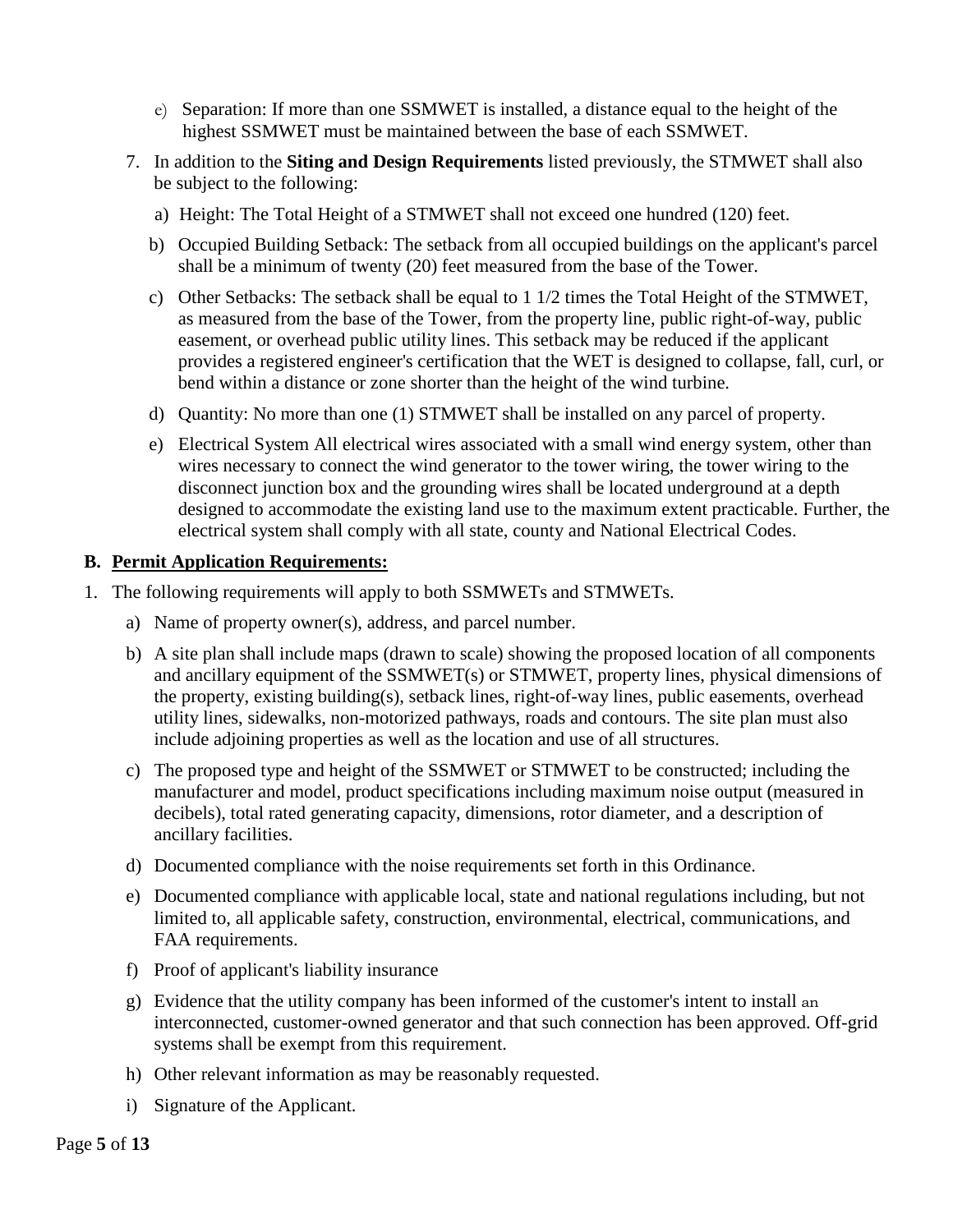- e) Separation: If more than one SSMWET is installed, a distance equal to the height of the highest SSMWET must be maintained between the base of each SSMWET.

7. In addition to the **Siting and Design Requirements** listed previously, the STMWET shall also be subject to the following:
   - a) Height: The Total Height of a STMWET shall not exceed one hundred (120) feet.
   - b) Occupied Building Setback: The setback from all occupied buildings on the applicant's parcel shall be a minimum of twenty (20) feet measured from the base of the Tower.
   - c) Other Setbacks: The setback shall be equal to 1 1/2 times the Total Height of the STMWET, as measured from the base of the Tower, from the property line, public right-of-way, public easement, or overhead public utility lines. This setback may be reduced if the applicant provides a registered engineer's certification that the WET is designed to collapse, fall, curl, or bend within a distance or zone shorter than the height of the wind turbine.
   - d) Quantity: No more than one (1) STMWET shall be installed on any parcel of property.
   - e) Electrical System All electrical wires associated with a small wind energy system, other than wires necessary to connect the wind generator to the tower wiring, the tower wiring to the disconnect junction box and the grounding wires shall be located underground at a depth designed to accommodate the existing land use to the maximum extent practicable. Further, the electrical system shall comply with all state, county and National Electrical Codes.

## B. Permit Application Requirements:

1. The following requirements will apply to both SSMWETs and STMWETs.
   - a) Name of property owner(s), address, and parcel number.
   - b) A site plan shall include maps (drawn to scale) showing the proposed location of all components and ancillary equipment of the SSMWET(s) or STMWET, property lines, physical dimensions of the property, existing building(s), setback lines, right-of-way lines, public easements, overhead utility lines, sidewalks, non-motorized pathways, roads and contours. The site plan must also include adjoining properties as well as the location and use of all structures.
   - c) The proposed type and height of the SSMWET or STMWET to be constructed; including the manufacturer and model, product specifications including maximum noise output (measured in decibels), total rated generating capacity, dimensions, rotor diameter, and a description of ancillary facilities.
   - d) Documented compliance with the noise requirements set forth in this Ordinance.
   - e) Documented compliance with applicable local, state and national regulations including, but not limited to, all applicable safety, construction, environmental, electrical, communications, and FAA requirements.
   - f) Proof of applicant's liability insurance
   - g) Evidence that the utility company has been informed of the customer's intent to install an interconnected, customer-owned generator and that such connection has been approved. Off-grid systems shall be exempt from this requirement.
   - h) Other relevant information as may be reasonably requested.
   - i) Signature of the Applicant.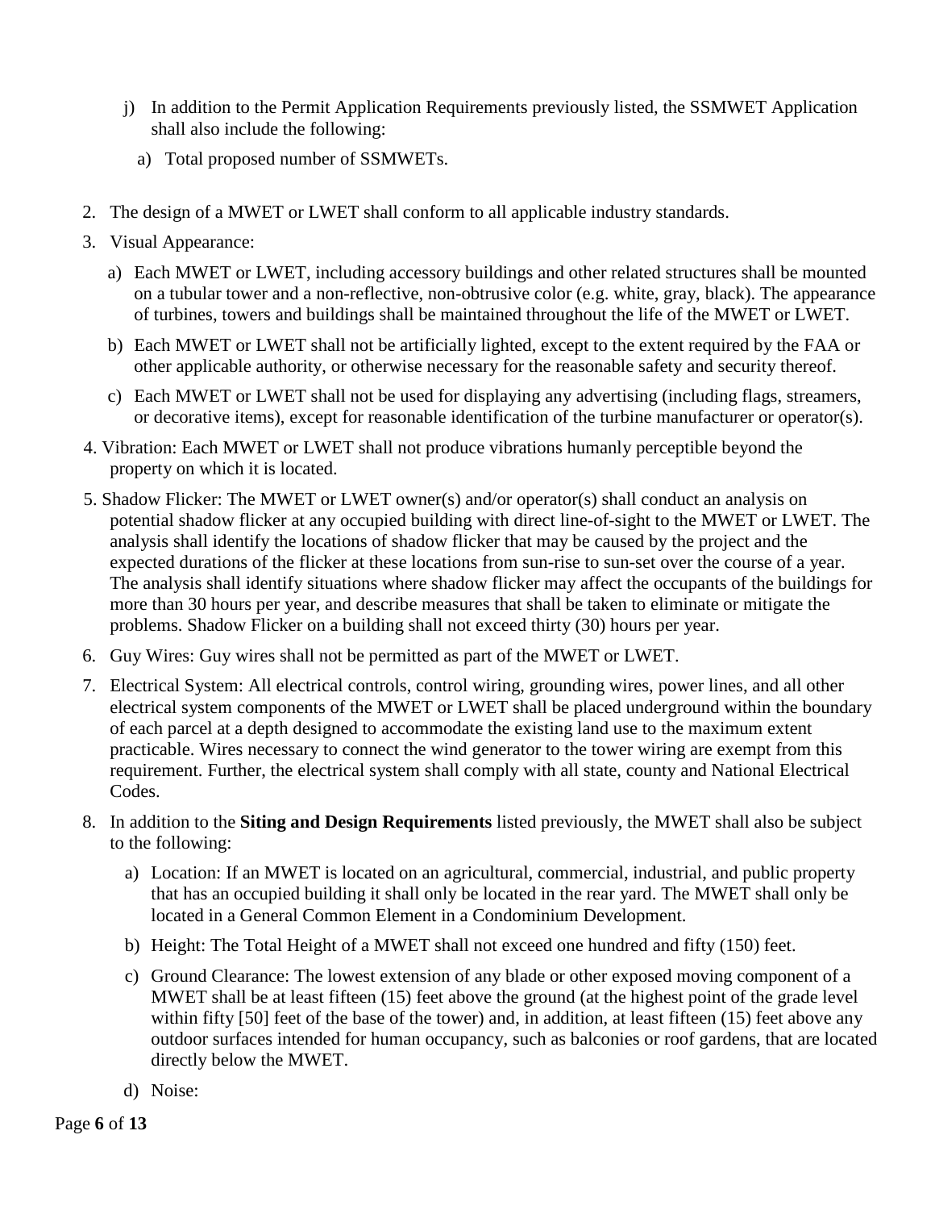j) In addition to the Permit Application Requirements previously listed, the SSMWET Application shall also include the following:

   a) Total proposed number of SSMWETs.

2. The design of a MWET or LWET shall conform to all applicable industry standards.
3. Visual Appearance:
   a) Each MWET or LWET, including accessory buildings and other related structures shall be mounted on a tubular tower and a non-reflective, non-obtrusive color (e.g. white, gray, black). The appearance of turbines, towers and buildings shall be maintained throughout the life of the MWET or LWET.
   b) Each MWET or LWET shall not be artificially lighted, except to the extent required by the FAA or other applicable authority, or otherwise necessary for the reasonable safety and security thereof.
   c) Each MWET or LWET shall not be used for displaying any advertising (including flags, streamers, or decorative items), except for reasonable identification of the turbine manufacturer or operator(s).
4. Vibration: Each MWET or LWET shall not produce vibrations humanly perceptible beyond the property on which it is located.
5. Shadow Flicker: The MWET or LWET owner(s) and/or operator(s) shall conduct an analysis on potential shadow flicker at any occupied building with direct line-of-sight to the MWET or LWET. The analysis shall identify the locations of shadow flicker that may be caused by the project and the expected durations of the flicker at these locations from sun-rise to sun-set over the course of a year. The analysis shall identify situations where shadow flicker may affect the occupants of the buildings for more than 30 hours per year, and describe measures that shall be taken to eliminate or mitigate the problems. Shadow Flicker on a building shall not exceed thirty (30) hours per year.
6. Guy Wires: Guy wires shall not be permitted as part of the MWET or LWET.
7. Electrical System: All electrical controls, control wiring, grounding wires, power lines, and all other electrical system components of the MWET or LWET shall be placed underground within the boundary of each parcel at a depth designed to accommodate the existing land use to the maximum extent practicable. Wires necessary to connect the wind generator to the tower wiring are exempt from this requirement. Further, the electrical system shall comply with all state, county and National Electrical Codes.
8. In addition to the **Siting and Design Requirements** listed previously, the MWET shall also be subject to the following:
   a) Location: If an MWET is located on an agricultural, commercial, industrial, and public property that has an occupied building it shall only be located in the rear yard. The MWET shall only be located in a General Common Element in a Condominium Development.
   b) Height: The Total Height of a MWET shall not exceed one hundred and fifty (150) feet.
   c) Ground Clearance: The lowest extension of any blade or other exposed moving component of a MWET shall be at least fifteen (15) feet above the ground (at the highest point of the grade level within fifty [50] feet of the base of the tower) and, in addition, at least fifteen (15) feet above any outdoor surfaces intended for human occupancy, such as balconies or roof gardens, that are located directly below the MWET.
   d) Noise: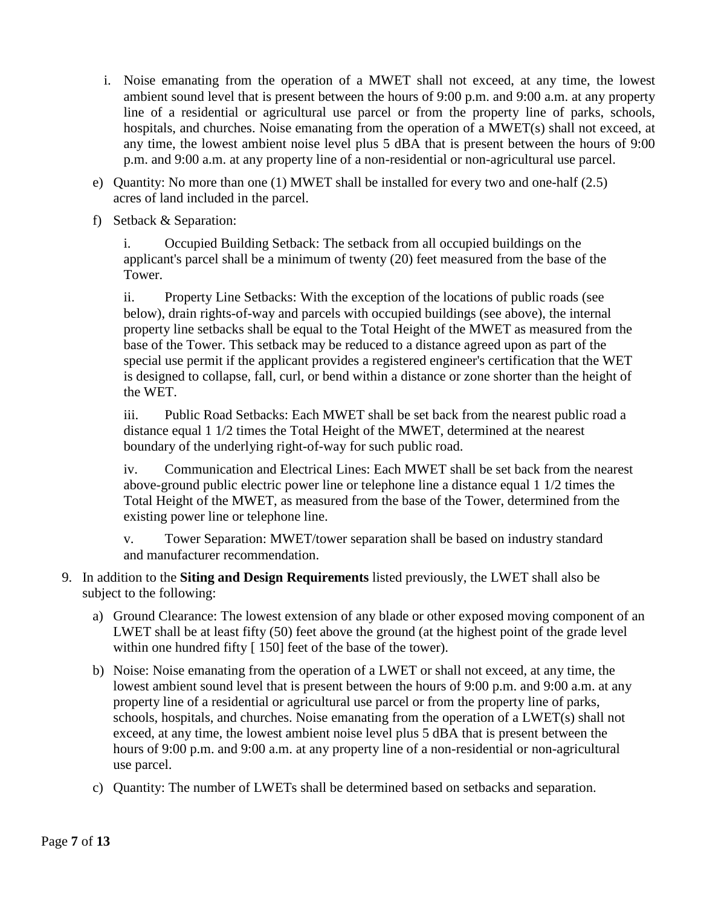i. Noise emanating from the operation of a MWET shall not exceed, at any time, the lowest ambient sound level that is present between the hours of 9:00 p.m. and 9:00 a.m. at any property line of a residential or agricultural use parcel or from the property line of parks, schools, hospitals, and churches. Noise emanating from the operation of a MWET(s) shall not exceed, at any time, the lowest ambient noise level plus 5 dBA that is present between the hours of 9:00 p.m. and 9:00 a.m. at any property line of a non-residential or non-agricultural use parcel.

e) Quantity: No more than one (1) MWET shall be installed for every two and one-half (2.5) acres of land included in the parcel.

f) Setback & Separation:

   i. Occupied Building Setback: The setback from all occupied buildings on the applicant's parcel shall be a minimum of twenty (20) feet measured from the base of the Tower.

   ii. Property Line Setbacks: With the exception of the locations of public roads (see below), drain rights-of-way and parcels with occupied buildings (see above), the internal property line setbacks shall be equal to the Total Height of the MWET as measured from the base of the Tower. This setback may be reduced to a distance agreed upon as part of the special use permit if the applicant provides a registered engineer's certification that the WET is designed to collapse, fall, curl, or bend within a distance or zone shorter than the height of the WET.

   iii. Public Road Setbacks: Each MWET shall be set back from the nearest public road a distance equal 1 1/2 times the Total Height of the MWET, determined at the nearest boundary of the underlying right-of-way for such public road.

   iv. Communication and Electrical Lines: Each MWET shall be set back from the nearest above-ground public electric power line or telephone line a distance equal 1 1/2 times the Total Height of the MWET, as measured from the base of the Tower, determined from the existing power line or telephone line.

   v. Tower Separation: MWET/tower separation shall be based on industry standard and manufacturer recommendation.

9. In addition to the **Siting and Design Requirements** listed previously, the LWET shall also be subject to the following:

   a) Ground Clearance: The lowest extension of any blade or other exposed moving component of an LWET shall be at least fifty (50) feet above the ground (at the highest point of the grade level within one hundred fifty [ 150] feet of the base of the tower).

   b) Noise: Noise emanating from the operation of a LWET or shall not exceed, at any time, the lowest ambient sound level that is present between the hours of 9:00 p.m. and 9:00 a.m. at any property line of a residential or agricultural use parcel or from the property line of parks, schools, hospitals, and churches. Noise emanating from the operation of a LWET(s) shall not exceed, at any time, the lowest ambient noise level plus 5 dBA that is present between the hours of 9:00 p.m. and 9:00 a.m. at any property line of a non-residential or non-agricultural use parcel.

   c) Quantity: The number of LWETs shall be determined based on setbacks and separation.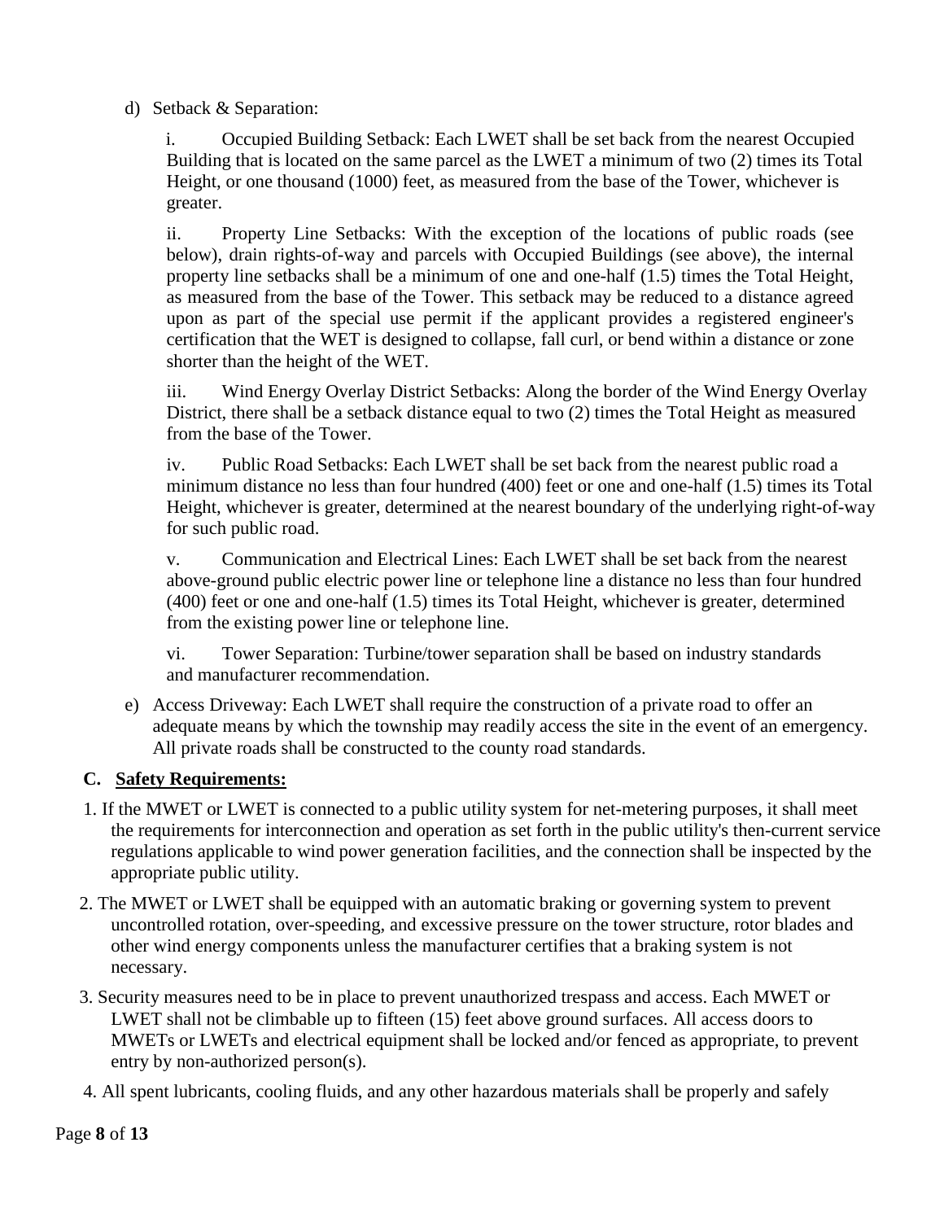d) Setback & Separation:

i. Occupied Building Setback: Each LWET shall be set back from the nearest Occupied Building that is located on the same parcel as the LWET a minimum of two (2) times its Total Height, or one thousand (1000) feet, as measured from the base of the Tower, whichever is greater.

ii. Property Line Setbacks: With the exception of the locations of public roads (see below), drain rights-of-way and parcels with Occupied Buildings (see above), the internal property line setbacks shall be a minimum of one and one-half (1.5) times the Total Height, as measured from the base of the Tower. This setback may be reduced to a distance agreed upon as part of the special use permit if the applicant provides a registered engineer's certification that the WET is designed to collapse, fall curl, or bend within a distance or zone shorter than the height of the WET.

iii. Wind Energy Overlay District Setbacks: Along the border of the Wind Energy Overlay District, there shall be a setback distance equal to two (2) times the Total Height as measured from the base of the Tower.

iv. Public Road Setbacks: Each LWET shall be set back from the nearest public road a minimum distance no less than four hundred (400) feet or one and one-half (1.5) times its Total Height, whichever is greater, determined at the nearest boundary of the underlying right-of-way for such public road.

v. Communication and Electrical Lines: Each LWET shall be set back from the nearest above-ground public electric power line or telephone line a distance no less than four hundred (400) feet or one and one-half (1.5) times its Total Height, whichever is greater, determined from the existing power line or telephone line.

vi. Tower Separation: Turbine/tower separation shall be based on industry standards and manufacturer recommendation.

e) Access Driveway: Each LWET shall require the construction of a private road to offer an adequate means by which the township may readily access the site in the event of an emergency. All private roads shall be constructed to the county road standards.

**C. <u>Safety Requirements:</u>**

1. If the MWET or LWET is connected to a public utility system for net-metering purposes, it shall meet the requirements for interconnection and operation as set forth in the public utility's then-current service regulations applicable to wind power generation facilities, and the connection shall be inspected by the appropriate public utility.
2. The MWET or LWET shall be equipped with an automatic braking or governing system to prevent uncontrolled rotation, over-speeding, and excessive pressure on the tower structure, rotor blades and other wind energy components unless the manufacturer certifies that a braking system is not necessary.
3. Security measures need to be in place to prevent unauthorized trespass and access. Each MWET or LWET shall not be climbable up to fifteen (15) feet above ground surfaces. All access doors to MWETs or LWETs and electrical equipment shall be locked and/or fenced as appropriate, to prevent entry by non-authorized person(s).
4. All spent lubricants, cooling fluids, and any other hazardous materials shall be properly and safely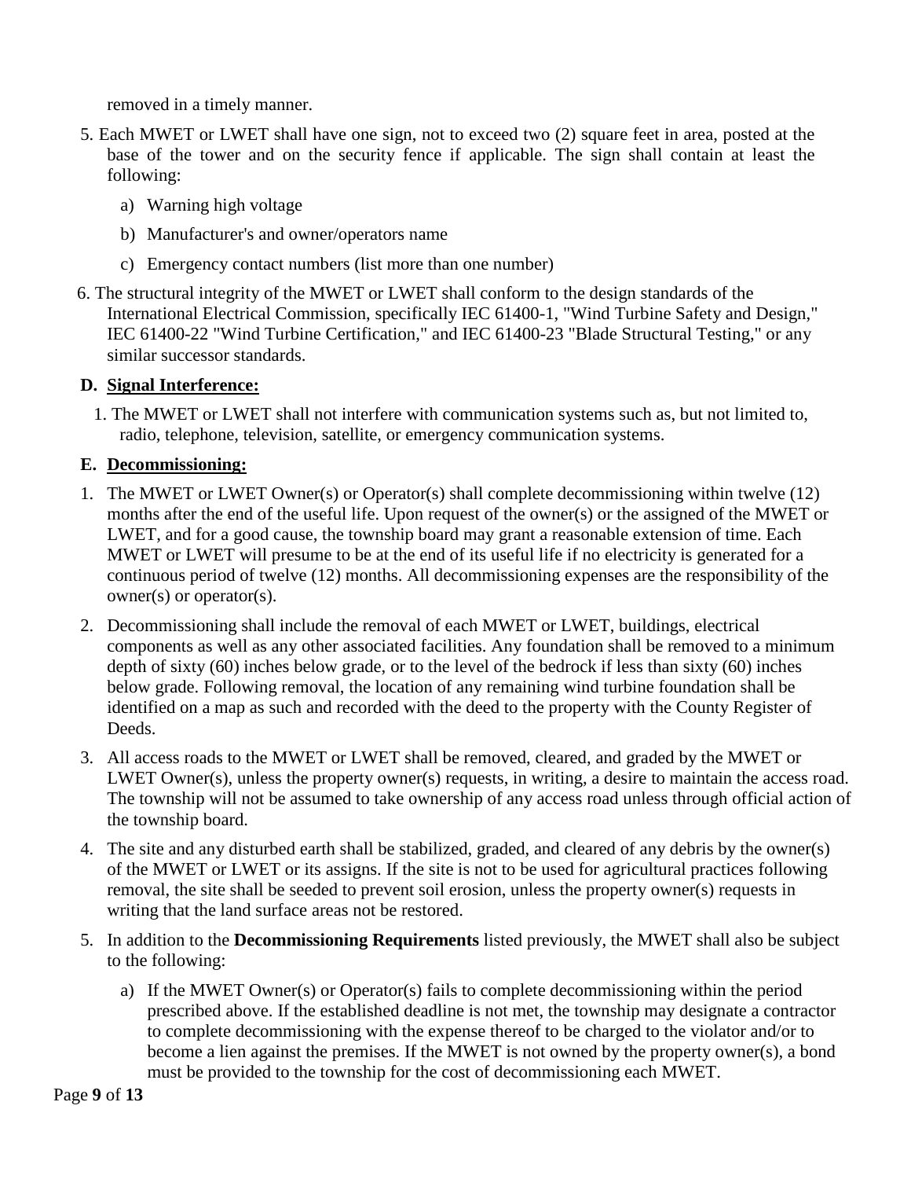removed in a timely manner.

5. Each MWET or LWET shall have one sign, not to exceed two (2) square feet in area, posted at the base of the tower and on the security fence if applicable. The sign shall contain at least the following:
   a) Warning high voltage
   b) Manufacturer's and owner/operators name
   c) Emergency contact numbers (list more than one number)
6. The structural integrity of the MWET or LWET shall conform to the design standards of the International Electrical Commission, specifically IEC 61400-1, "Wind Turbine Safety and Design," IEC 61400-22 "Wind Turbine Certification," and IEC 61400-23 "Blade Structural Testing," or any similar successor standards.

**D. Signal Interference:**

1. The MWET or LWET shall not interfere with communication systems such as, but not limited to, radio, telephone, television, satellite, or emergency communication systems.

**E. Decommissioning:**

1. The MWET or LWET Owner(s) or Operator(s) shall complete decommissioning within twelve (12) months after the end of the useful life. Upon request of the owner(s) or the assigned of the MWET or LWET, and for a good cause, the township board may grant a reasonable extension of time. Each MWET or LWET will presume to be at the end of its useful life if no electricity is generated for a continuous period of twelve (12) months. All decommissioning expenses are the responsibility of the owner(s) or operator(s).
2. Decommissioning shall include the removal of each MWET or LWET, buildings, electrical components as well as any other associated facilities. Any foundation shall be removed to a minimum depth of sixty (60) inches below grade, or to the level of the bedrock if less than sixty (60) inches below grade. Following removal, the location of any remaining wind turbine foundation shall be identified on a map as such and recorded with the deed to the property with the County Register of Deeds.
3. All access roads to the MWET or LWET shall be removed, cleared, and graded by the MWET or LWET Owner(s), unless the property owner(s) requests, in writing, a desire to maintain the access road. The township will not be assumed to take ownership of any access road unless through official action of the township board.
4. The site and any disturbed earth shall be stabilized, graded, and cleared of any debris by the owner(s) of the MWET or LWET or its assigns. If the site is not to be used for agricultural practices following removal, the site shall be seeded to prevent soil erosion, unless the property owner(s) requests in writing that the land surface areas not be restored.
5. In addition to the **Decommissioning Requirements** listed previously, the MWET shall also be subject to the following:
   a) If the MWET Owner(s) or Operator(s) fails to complete decommissioning within the period prescribed above. If the established deadline is not met, the township may designate a contractor to complete decommissioning with the expense thereof to be charged to the violator and/or to become a lien against the premises. If the MWET is not owned by the property owner(s), a bond must be provided to the township for the cost of decommissioning each MWET.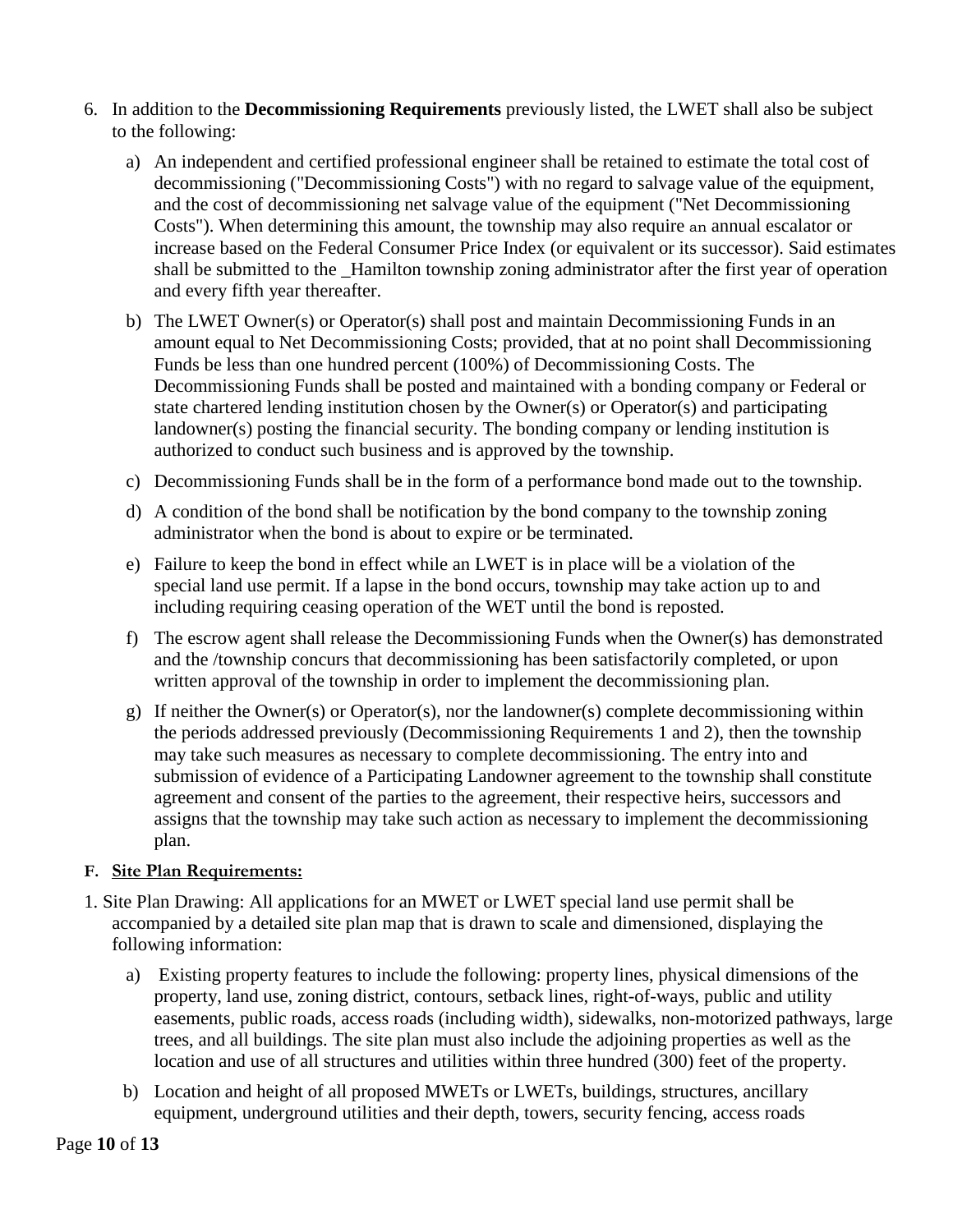6. In addition to the **Decommissioning Requirements** previously listed, the LWET shall also be subject to the following:

   a) An independent and certified professional engineer shall be retained to estimate the total cost of decommissioning ("Decommissioning Costs") with no regard to salvage value of the equipment, and the cost of decommissioning net salvage value of the equipment ("Net Decommissioning Costs"). When determining this amount, the township may also require an annual escalator or increase based on the Federal Consumer Price Index (or equivalent or its successor). Said estimates shall be submitted to the _Hamilton township zoning administrator after the first year of operation and every fifth year thereafter.

   b) The LWET Owner(s) or Operator(s) shall post and maintain Decommissioning Funds in an amount equal to Net Decommissioning Costs; provided, that at no point shall Decommissioning Funds be less than one hundred percent (100%) of Decommissioning Costs. The Decommissioning Funds shall be posted and maintained with a bonding company or Federal or state chartered lending institution chosen by the Owner(s) or Operator(s) and participating landowner(s) posting the financial security. The bonding company or lending institution is authorized to conduct such business and is approved by the township.

   c) Decommissioning Funds shall be in the form of a performance bond made out to the township.

   d) A condition of the bond shall be notification by the bond company to the township zoning administrator when the bond is about to expire or be terminated.

   e) Failure to keep the bond in effect while an LWET is in place will be a violation of the special land use permit. If a lapse in the bond occurs, township may take action up to and including requiring ceasing operation of the WET until the bond is reposted.

   f) The escrow agent shall release the Decommissioning Funds when the Owner(s) has demonstrated and the /township concurs that decommissioning has been satisfactorily completed, or upon written approval of the township in order to implement the decommissioning plan.

   g) If neither the Owner(s) or Operator(s), nor the landowner(s) complete decommissioning within the periods addressed previously (Decommissioning Requirements 1 and 2), then the township may take such measures as necessary to complete decommissioning. The entry into and submission of evidence of a Participating Landowner agreement to the township shall constitute agreement and consent of the parties to the agreement, their respective heirs, successors and assigns that the township may take such action as necessary to implement the decommissioning plan.

**F. <u>Site Plan Requirements:</u>**

1. Site Plan Drawing: All applications for an MWET or LWET special land use permit shall be accompanied by a detailed site plan map that is drawn to scale and dimensioned, displaying the following information:

   a) Existing property features to include the following: property lines, physical dimensions of the property, land use, zoning district, contours, setback lines, right-of-ways, public and utility easements, public roads, access roads (including width), sidewalks, non-motorized pathways, large trees, and all buildings. The site plan must also include the adjoining properties as well as the location and use of all structures and utilities within three hundred (300) feet of the property.

   b) Location and height of all proposed MWETs or LWETs, buildings, structures, ancillary equipment, underground utilities and their depth, towers, security fencing, access roads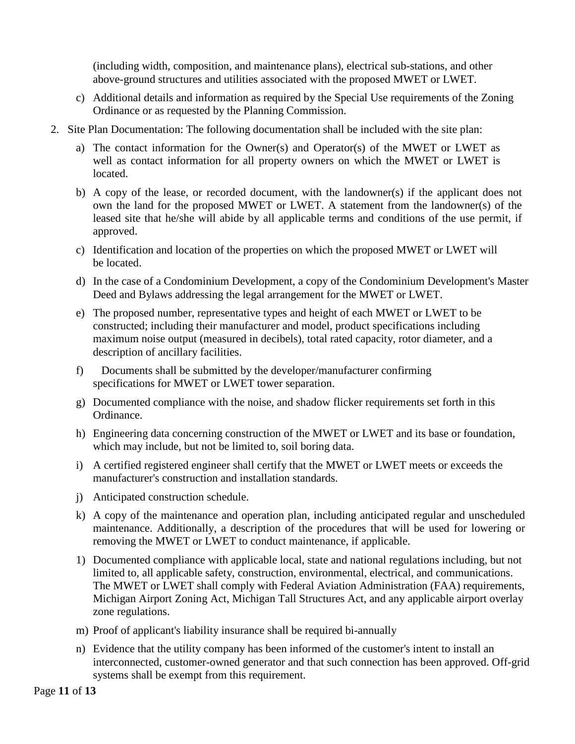(including width, composition, and maintenance plans), electrical sub-stations, and other above-ground structures and utilities associated with the proposed MWET or LWET.

c) Additional details and information as required by the Special Use requirements of the Zoning Ordinance or as requested by the Planning Commission.

2. Site Plan Documentation: The following documentation shall be included with the site plan:

   a) The contact information for the Owner(s) and Operator(s) of the MWET or LWET as well as contact information for all property owners on which the MWET or LWET is located.

   b) A copy of the lease, or recorded document, with the landowner(s) if the applicant does not own the land for the proposed MWET or LWET. A statement from the landowner(s) of the leased site that he/she will abide by all applicable terms and conditions of the use permit, if approved.

   c) Identification and location of the properties on which the proposed MWET or LWET will be located.

   d) In the case of a Condominium Development, a copy of the Condominium Development's Master Deed and Bylaws addressing the legal arrangement for the MWET or LWET.

   e) The proposed number, representative types and height of each MWET or LWET to be constructed; including their manufacturer and model, product specifications including maximum noise output (measured in decibels), total rated capacity, rotor diameter, and a description of ancillary facilities.

   f) Documents shall be submitted by the developer/manufacturer confirming specifications for MWET or LWET tower separation.

   g) Documented compliance with the noise, and shadow flicker requirements set forth in this Ordinance.

   h) Engineering data concerning construction of the MWET or LWET and its base or foundation, which may include, but not be limited to, soil boring data.

   i) A certified registered engineer shall certify that the MWET or LWET meets or exceeds the manufacturer's construction and installation standards.

   j) Anticipated construction schedule.

   k) A copy of the maintenance and operation plan, including anticipated regular and unscheduled maintenance. Additionally, a description of the procedures that will be used for lowering or removing the MWET or LWET to conduct maintenance, if applicable.

   1) Documented compliance with applicable local, state and national regulations including, but not limited to, all applicable safety, construction, environmental, electrical, and communications. The MWET or LWET shall comply with Federal Aviation Administration (FAA) requirements, Michigan Airport Zoning Act, Michigan Tall Structures Act, and any applicable airport overlay zone regulations.

   m) Proof of applicant's liability insurance shall be required bi-annually

   n) Evidence that the utility company has been informed of the customer's intent to install an interconnected, customer-owned generator and that such connection has been approved. Off-grid systems shall be exempt from this requirement.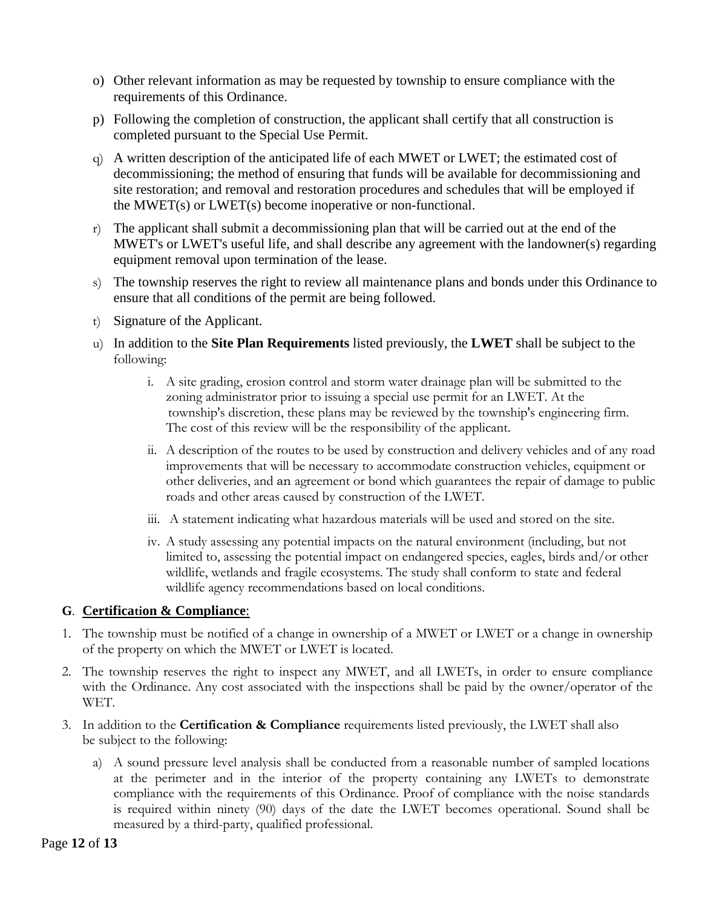o) Other relevant information as may be requested by township to ensure compliance with the requirements of this Ordinance.

p) Following the completion of construction, the applicant shall certify that all construction is completed pursuant to the Special Use Permit.

q) A written description of the anticipated life of each MWET or LWET; the estimated cost of decommissioning; the method of ensuring that funds will be available for decommissioning and site restoration; and removal and restoration procedures and schedules that will be employed if the MWET(s) or LWET(s) become inoperative or non-functional.

r) The applicant shall submit a decommissioning plan that will be carried out at the end of the MWET's or LWET's useful life, and shall describe any agreement with the landowner(s) regarding equipment removal upon termination of the lease.

s) The township reserves the right to review all maintenance plans and bonds under this Ordinance to ensure that all conditions of the permit are being followed.

t) Signature of the Applicant.

u) In addition to the **Site Plan Requirements** listed previously, the **LWET** shall be subject to the following:

   i. A site grading, erosion control and storm water drainage plan will be submitted to the zoning administrator prior to issuing a special use permit for an LWET. At the township's discretion, these plans may be reviewed by the township's engineering firm. The cost of this review will be the responsibility of the applicant.

   ii. A description of the routes to be used by construction and delivery vehicles and of any road improvements that will be necessary to accommodate construction vehicles, equipment or other deliveries, and an agreement or bond which guarantees the repair of damage to public roads and other areas caused by construction of the LWET.

   iii. A statement indicating what hazardous materials will be used and stored on the site.

   iv. A study assessing any potential impacts on the natural environment (including, but not limited to, assessing the potential impact on endangered species, eagles, birds and/or other wildlife, wetlands and fragile ecosystems. The study shall conform to state and federal wildlife agency recommendations based on local conditions.

**G. <u>Certification & Compliance</u>:**

1. The township must be notified of a change in ownership of a MWET or LWET or a change in ownership of the property on which the MWET or LWET is located.

2. The township reserves the right to inspect any MWET, and all LWETs, in order to ensure compliance with the Ordinance. Any cost associated with the inspections shall be paid by the owner/operator of the WET.

3. In addition to the **Certification & Compliance** requirements listed previously, the LWET shall also be subject to the following:

   a) A sound pressure level analysis shall be conducted from a reasonable number of sampled locations at the perimeter and in the interior of the property containing any LWETs to demonstrate compliance with the requirements of this Ordinance. Proof of compliance with the noise standards is required within ninety (90) days of the date the LWET becomes operational. Sound shall be measured by a third-party, qualified professional.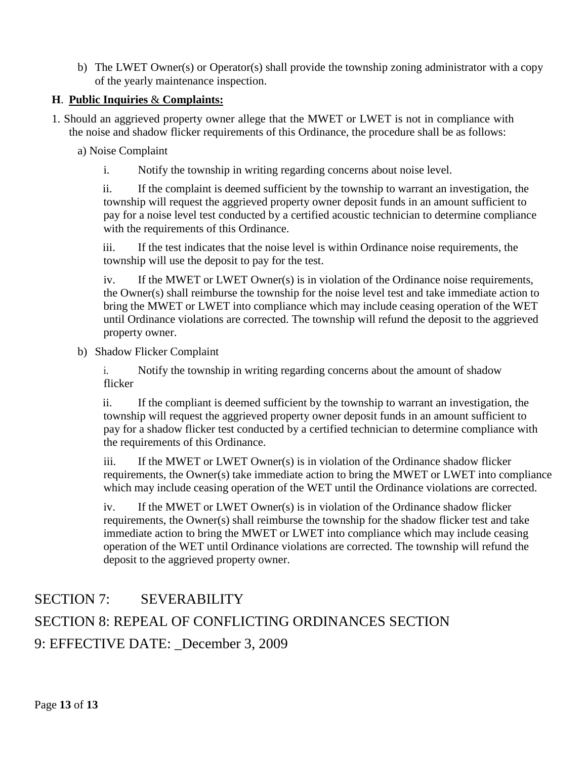b) The LWET Owner(s) or Operator(s) shall provide the township zoning administrator with a copy of the yearly maintenance inspection.

**H**. **Public Inquiries** & **Complaints:**

1. Should an aggrieved property owner allege that the MWET or LWET is not in compliance with the noise and shadow flicker requirements of this Ordinance, the procedure shall be as follows:

   a) Noise Complaint

      i. Notify the township in writing regarding concerns about noise level.

      ii. If the complaint is deemed sufficient by the township to warrant an investigation, the township will request the aggrieved property owner deposit funds in an amount sufficient to pay for a noise level test conducted by a certified acoustic technician to determine compliance with the requirements of this Ordinance.

      iii. If the test indicates that the noise level is within Ordinance noise requirements, the township will use the deposit to pay for the test.

      iv. If the MWET or LWET Owner(s) is in violation of the Ordinance noise requirements, the Owner(s) shall reimburse the township for the noise level test and take immediate action to bring the MWET or LWET into compliance which may include ceasing operation of the WET until Ordinance violations are corrected. The township will refund the deposit to the aggrieved property owner.

   b) Shadow Flicker Complaint

      i. Notify the township in writing regarding concerns about the amount of shadow flicker

      ii. If the compliant is deemed sufficient by the township to warrant an investigation, the township will request the aggrieved property owner deposit funds in an amount sufficient to pay for a shadow flicker test conducted by a certified technician to determine compliance with the requirements of this Ordinance.

      iii. If the MWET or LWET Owner(s) is in violation of the Ordinance shadow flicker requirements, the Owner(s) take immediate action to bring the MWET or LWET into compliance which may include ceasing operation of the WET until the Ordinance violations are corrected.

      iv. If the MWET or LWET Owner(s) is in violation of the Ordinance shadow flicker requirements, the Owner(s) shall reimburse the township for the shadow flicker test and take immediate action to bring the MWET or LWET into compliance which may include ceasing operation of the WET until Ordinance violations are corrected. The township will refund the deposit to the aggrieved property owner.

## SECTION 7: SEVERABILITY

## SECTION 8: REPEAL OF CONFLICTING ORDINANCES SECTION

## 9: EFFECTIVE DATE: _December 3, 2009